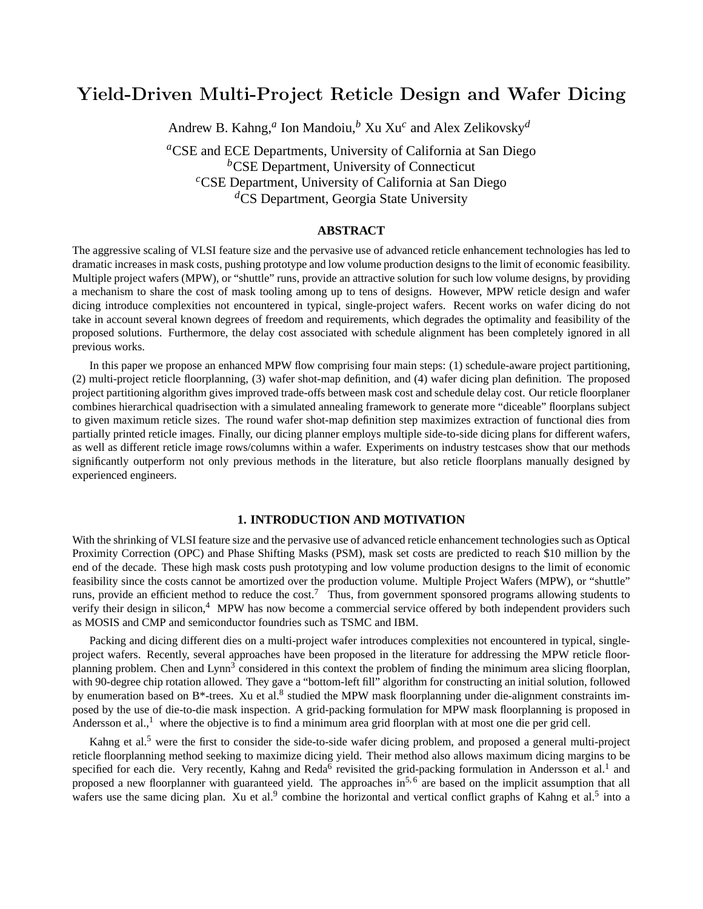# Yield-Driven Multi-Project Reticle Design and Wafer Dicing

Andrew B. Kahng,[a] Ion Mandoiu,[b] Xu Xu[c] and Alex Zelikovsky[d]

[a]CSE and ECE Departments, University of California at San Diego
[b]CSE Department, University of Connecticut
[c]CSE Department, University of California at San Diego
[d]CS Department, Georgia State University

## ABSTRACT

The aggressive scaling of VLSI feature size and the pervasive use of advanced reticle enhancement technologies has led to dramatic increases in mask costs, pushing prototype and low volume production designs to the limit of economic feasibility. Multiple project wafers (MPW), or "shuttle" runs, provide an attractive solution for such low volume designs, by providing a mechanism to share the cost of mask tooling among up to tens of designs. However, MPW reticle design and wafer dicing introduce complexities not encountered in typical, single-project wafers. Recent works on wafer dicing do not take in account several known degrees of freedom and requirements, which degrades the optimality and feasibility of the proposed solutions. Furthermore, the delay cost associated with schedule alignment has been completely ignored in all previous works.

In this paper we propose an enhanced MPW flow comprising four main steps: (1) schedule-aware project partitioning, (2) multi-project reticle floorplanning, (3) wafer shot-map definition, and (4) wafer dicing plan definition. The proposed project partitioning algorithm gives improved trade-offs between mask cost and schedule delay cost. Our reticle floorplaner combines hierarchical quadrisection with a simulated annealing framework to generate more "diceable" floorplans subject to given maximum reticle sizes. The round wafer shot-map definition step maximizes extraction of functional dies from partially printed reticle images. Finally, our dicing planner employs multiple side-to-side dicing plans for different wafers, as well as different reticle image rows/columns within a wafer. Experiments on industry testcases show that our methods significantly outperform not only previous methods in the literature, but also reticle floorplans manually designed by experienced engineers.

## 1. INTRODUCTION AND MOTIVATION

With the shrinking of VLSI feature size and the pervasive use of advanced reticle enhancement technologies such as Optical Proximity Correction (OPC) and Phase Shifting Masks (PSM), mask set costs are predicted to reach \$10 million by the end of the decade. These high mask costs push prototyping and low volume production designs to the limit of economic feasibility since the costs cannot be amortized over the production volume. Multiple Project Wafers (MPW), or "shuttle" runs, provide an efficient method to reduce the cost.[7] Thus, from government sponsored programs allowing students to verify their design in silicon,[4] MPW has now become a commercial service offered by both independent providers such as MOSIS and CMP and semiconductor foundries such as TSMC and IBM.

Packing and dicing different dies on a multi-project wafer introduces complexities not encountered in typical, single-project wafers. Recently, several approaches have been proposed in the literature for addressing the MPW reticle floorplanning problem. Chen and Lynn[3] considered in this context the problem of finding the minimum area slicing floorplan, with 90-degree chip rotation allowed. They gave a "bottom-left fill" algorithm for constructing an initial solution, followed by enumeration based on B*-trees. Xu et al.[8] studied the MPW mask floorplanning under die-alignment constraints imposed by the use of die-to-die mask inspection. A grid-packing formulation for MPW mask floorplanning is proposed in Andersson et al.,[1] where the objective is to find a minimum area grid floorplan with at most one die per grid cell.

Kahng et al.[5] were the first to consider the side-to-side wafer dicing problem, and proposed a general multi-project reticle floorplanning method seeking to maximize dicing yield. Their method also allows maximum dicing margins to be specified for each die. Very recently, Kahng and Reda[6] revisited the grid-packing formulation in Andersson et al.[1] and proposed a new floorplanner with guaranteed yield. The approaches in[5,6] are based on the implicit assumption that all wafers use the same dicing plan. Xu et al.[9] combine the horizontal and vertical conflict graphs of Kahng et al.[5] into a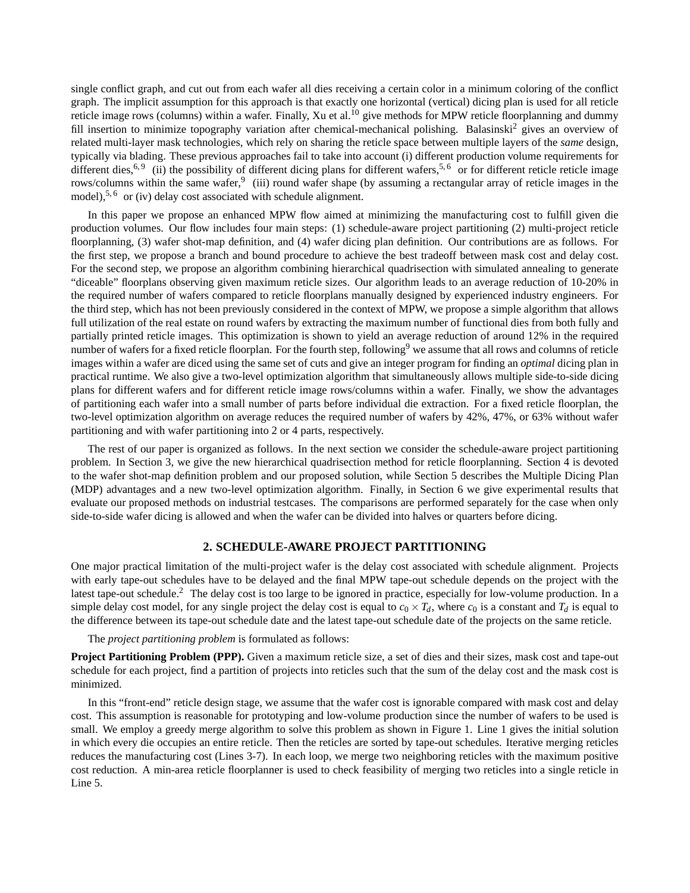single conflict graph, and cut out from each wafer all dies receiving a certain color in a minimum coloring of the conflict graph. The implicit assumption for this approach is that exactly one horizontal (vertical) dicing plan is used for all reticle reticle image rows (columns) within a wafer. Finally, Xu et al.[10] give methods for MPW reticle floorplanning and dummy fill insertion to minimize topography variation after chemical-mechanical polishing. Balasinski[2] gives an overview of related multi-layer mask technologies, which rely on sharing the reticle space between multiple layers of the *same* design, typically via blading. These previous approaches fail to take into account (i) different production volume requirements for different dies,[6,9] (ii) the possibility of different dicing plans for different wafers,[5,6] or for different reticle reticle image rows/columns within the same wafer,[9] (iii) round wafer shape (by assuming a rectangular array of reticle images in the model),[5,6] or (iv) delay cost associated with schedule alignment.

In this paper we propose an enhanced MPW flow aimed at minimizing the manufacturing cost to fulfill given die production volumes. Our flow includes four main steps: (1) schedule-aware project partitioning (2) multi-project reticle floorplanning, (3) wafer shot-map definition, and (4) wafer dicing plan definition. Our contributions are as follows. For the first step, we propose a branch and bound procedure to achieve the best tradeoff between mask cost and delay cost. For the second step, we propose an algorithm combining hierarchical quadrisection with simulated annealing to generate "diceable" floorplans observing given maximum reticle sizes. Our algorithm leads to an average reduction of 10-20% in the required number of wafers compared to reticle floorplans manually designed by experienced industry engineers. For the third step, which has not been previously considered in the context of MPW, we propose a simple algorithm that allows full utilization of the real estate on round wafers by extracting the maximum number of functional dies from both fully and partially printed reticle images. This optimization is shown to yield an average reduction of around 12% in the required number of wafers for a fixed reticle floorplan. For the fourth step, following[9] we assume that all rows and columns of reticle images within a wafer are diced using the same set of cuts and give an integer program for finding an *optimal* dicing plan in practical runtime. We also give a two-level optimization algorithm that simultaneously allows multiple side-to-side dicing plans for different wafers and for different reticle image rows/columns within a wafer. Finally, we show the advantages of partitioning each wafer into a small number of parts before individual die extraction. For a fixed reticle floorplan, the two-level optimization algorithm on average reduces the required number of wafers by 42%, 47%, or 63% without wafer partitioning and with wafer partitioning into 2 or 4 parts, respectively.

The rest of our paper is organized as follows. In the next section we consider the schedule-aware project partitioning problem. In Section 3, we give the new hierarchical quadrisection method for reticle floorplanning. Section 4 is devoted to the wafer shot-map definition problem and our proposed solution, while Section 5 describes the Multiple Dicing Plan (MDP) advantages and a new two-level optimization algorithm. Finally, in Section 6 we give experimental results that evaluate our proposed methods on industrial testcases. The comparisons are performed separately for the case when only side-to-side wafer dicing is allowed and when the wafer can be divided into halves or quarters before dicing.

## 2. SCHEDULE-AWARE PROJECT PARTITIONING

One major practical limitation of the multi-project wafer is the delay cost associated with schedule alignment. Projects with early tape-out schedules have to be delayed and the final MPW tape-out schedule depends on the project with the latest tape-out schedule.[2] The delay cost is too large to be ignored in practice, especially for low-volume production. In a simple delay cost model, for any single project the delay cost is equal to $c_0 \times T_d$, where $c_0$ is a constant and $T_d$ is equal to the difference between its tape-out schedule date and the latest tape-out schedule date of the projects on the same reticle.

The *project partitioning problem* is formulated as follows:

**Project Partitioning Problem (PPP).** Given a maximum reticle size, a set of dies and their sizes, mask cost and tape-out schedule for each project, find a partition of projects into reticles such that the sum of the delay cost and the mask cost is minimized.

In this "front-end" reticle design stage, we assume that the wafer cost is ignorable compared with mask cost and delay cost. This assumption is reasonable for prototyping and low-volume production since the number of wafers to be used is small. We employ a greedy merge algorithm to solve this problem as shown in Figure 1. Line 1 gives the initial solution in which every die occupies an entire reticle. Then the reticles are sorted by tape-out schedules. Iterative merging reticles reduces the manufacturing cost (Lines 3-7). In each loop, we merge two neighboring reticles with the maximum positive cost reduction. A min-area reticle floorplanner is used to check feasibility of merging two reticles into a single reticle in Line 5.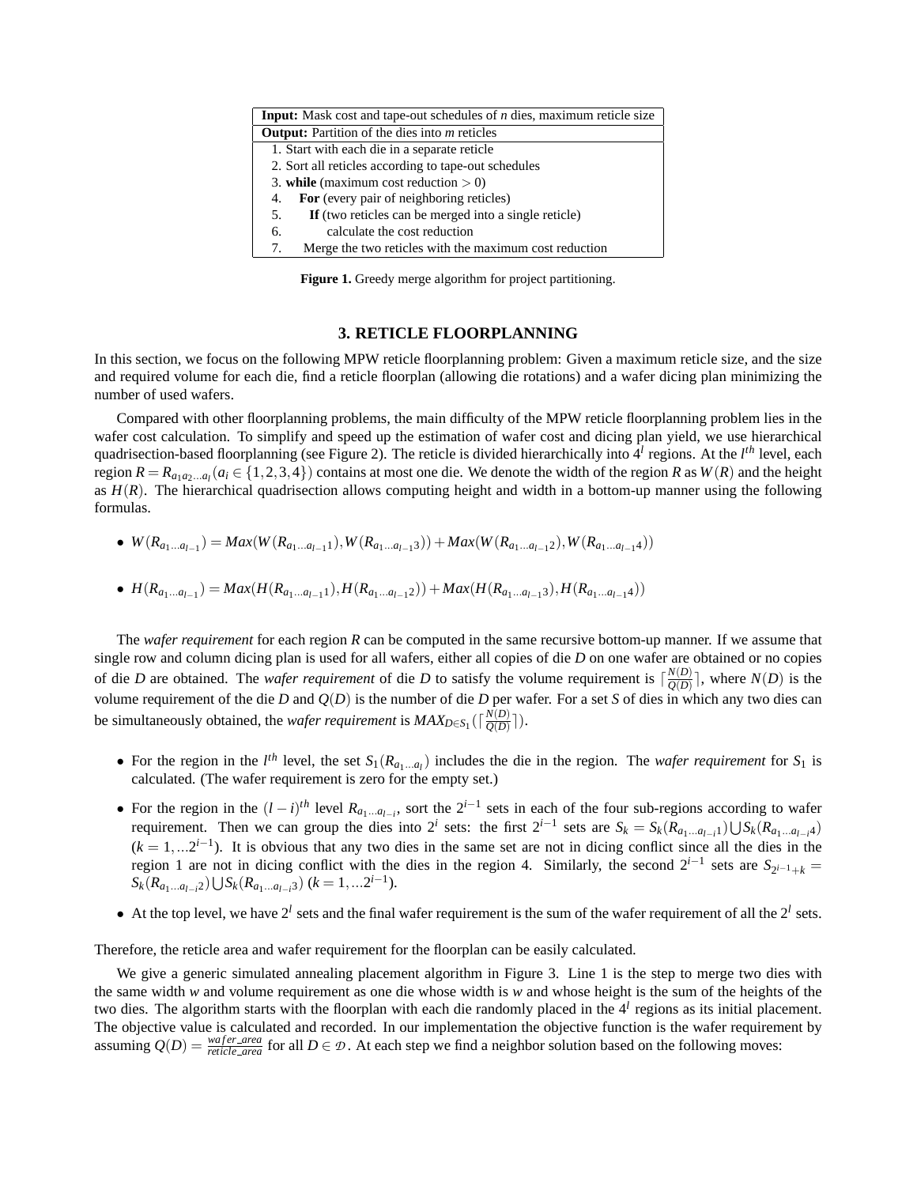| **Input:** Mask cost and tape-out schedules of $n$ dies, maximum reticle size |
| --- |
| **Output:** Partition of the dies into $m$ reticles |
| 1. Start with each die in a separate reticle<br>2. Sort all reticles according to tape-out schedules<br>3. **while** (maximum cost reduction $> 0$)<br>4. **For** (every pair of neighboring reticles)<br>5. **If** (two reticles can be merged into a single reticle)<br>6. calculate the cost reduction<br>7. Merge the two reticles with the maximum cost reduction |

**Figure 1.** Greedy merge algorithm for project partitioning.

## 3. RETICLE FLOORPLANNING

In this section, we focus on the following MPW reticle floorplanning problem: Given a maximum reticle size, and the size and required volume for each die, find a reticle floorplan (allowing die rotations) and a wafer dicing plan minimizing the number of used wafers.

Compared with other floorplanning problems, the main difficulty of the MPW reticle floorplanning problem lies in the wafer cost calculation. To simplify and speed up the estimation of wafer cost and dicing plan yield, we use hierarchical quadrisection-based floorplanning (see Figure 2). The reticle is divided hierarchically into $4^l$ regions. At the $l^{th}$ level, each region $R = R_{a_1 a_2 \ldots a_l} (a_i \in \{1,2,3,4\})$ contains at most one die. We denote the width of the region $R$ as $W(R)$ and the height as $H(R)$. The hierarchical quadrisection allows computing height and width in a bottom-up manner using the following formulas.

- $W(R_{a_1 \ldots a_{l-1}}) = Max(W(R_{a_1 \ldots a_{l-1} 1}), W(R_{a_1 \ldots a_{l-1} 3})) + Max(W(R_{a_1 \ldots a_{l-1} 2}), W(R_{a_1 \ldots a_{l-1} 4}))$

- $H(R_{a_1 \ldots a_{l-1}}) = Max(H(R_{a_1 \ldots a_{l-1} 1}), H(R_{a_1 \ldots a_{l-1} 2})) + Max(H(R_{a_1 \ldots a_{l-1} 3}), H(R_{a_1 \ldots a_{l-1} 4}))$

The *wafer requirement* for each region $R$ can be computed in the same recursive bottom-up manner. If we assume that single row and column dicing plan is used for all wafers, either all copies of die $D$ on one wafer are obtained or no copies of die $D$ are obtained. The *wafer requirement* of die $D$ to satisfy the volume requirement is $\lceil \frac{N(D)}{Q(D)} \rceil$, where $N(D)$ is the volume requirement of the die $D$ and $Q(D)$ is the number of die $D$ per wafer. For a set $S$ of dies in which any two dies can be simultaneously obtained, the *wafer requirement* is $MAX_{D \in S_1}(\lceil \frac{N(D)}{Q(D)} \rceil)$.

- For the region in the $l^{th}$ level, the set $S_1(R_{a_1 \ldots a_l})$ includes the die in the region. The *wafer requirement* for $S_1$ is calculated. (The wafer requirement is zero for the empty set.)
- For the region in the $(l-i)^{th}$ level $R_{a_1 \ldots a_{l-i}}$, sort the $2^{i-1}$ sets in each of the four sub-regions according to wafer requirement. Then we can group the dies into $2^i$ sets: the first $2^{i-1}$ sets are $S_k = S_k(R_{a_1 \ldots a_{l-i} 1}) \bigcup S_k(R_{a_1 \ldots a_{l-i} 4})$ $(k = 1, \ldots 2^{i-1})$. It is obvious that any two dies in the same set are not in dicing conflict since all the dies in the region 1 are not in dicing conflict with the dies in the region 4. Similarly, the second $2^{i-1}$ sets are $S_{2^{i-1}+k} = S_k(R_{a_1 \ldots a_{l-i} 2}) \bigcup S_k(R_{a_1 \ldots a_{l-i} 3})$ $(k = 1, \ldots 2^{i-1})$.
- At the top level, we have $2^l$ sets and the final wafer requirement is the sum of the wafer requirement of all the $2^l$ sets.

Therefore, the reticle area and wafer requirement for the floorplan can be easily calculated.

We give a generic simulated annealing placement algorithm in Figure 3. Line 1 is the step to merge two dies with the same width $w$ and volume requirement as one die whose width is $w$ and whose height is the sum of the heights of the two dies. The algorithm starts with the floorplan with each die randomly placed in the $4^l$ regions as its initial placement. The objective value is calculated and recorded. In our implementation the objective function is the wafer requirement by assuming $Q(D) = \frac{wafer\_area}{reticle\_area}$ for all $D \in \mathcal{D}$. At each step we find a neighbor solution based on the following moves: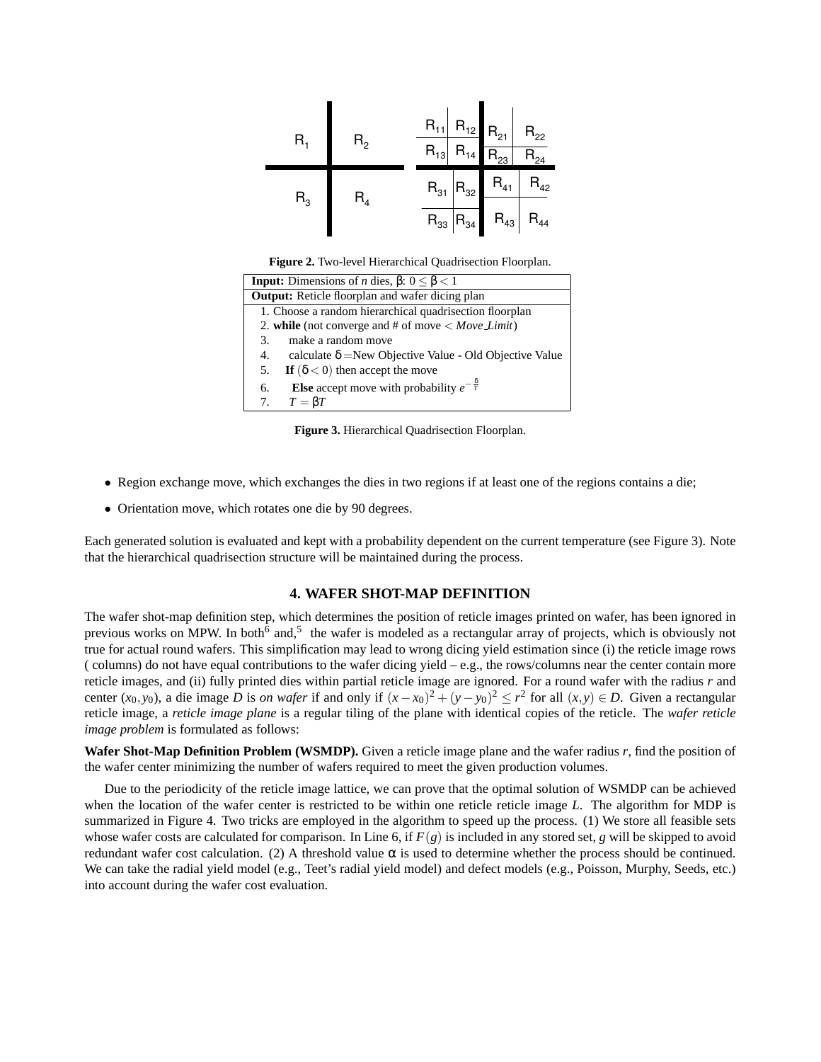Figure 2. Two-level Hierarchical Quadrisection Floorplan.

| **Input:** Dimensions of $n$ dies, $\beta$: $0 \leq \beta < 1$ |
| --- |
| **Output:** Reticle floorplan and wafer dicing plan |
| 1. Choose a random hierarchical quadrisection floorplan<br>2. **while** (not converge and # of move $<$ *Move_Limit*)<br>3. make a random move<br>4. calculate $\delta$ =New Objective Value - Old Objective Value<br>5. **If** $(\delta < 0)$ then accept the move<br>6. **Else** accept move with probability $e^{-\frac{\delta}{T}}$<br>7. $T = \beta T$ |

**Figure 3.** Hierarchical Quadrisection Floorplan.

- Region exchange move, which exchanges the dies in two regions if at least one of the regions contains a die;
- Orientation move, which rotates one die by 90 degrees.

Each generated solution is evaluated and kept with a probability dependent on the current temperature (see Figure 3). Note that the hierarchical quadrisection structure will be maintained during the process.

## 4. WAFER SHOT-MAP DEFINITION

The wafer shot-map definition step, which determines the position of reticle images printed on wafer, has been ignored in previous works on MPW. In both[6] and,[5] the wafer is modeled as a rectangular array of projects, which is obviously not true for actual round wafers. This simplification may lead to wrong dicing yield estimation since (i) the reticle image rows ( columns) do not have equal contributions to the wafer dicing yield – e.g., the rows/columns near the center contain more reticle images, and (ii) fully printed dies within partial reticle image are ignored. For a round wafer with the radius $r$ and center $(x_0, y_0)$, a die image $D$ is *on wafer* if and only if $(x-x_0)^2 + (y-y_0)^2 \leq r^2$ for all $(x, y) \in D$. Given a rectangular reticle image, a *reticle image plane* is a regular tiling of the plane with identical copies of the reticle. The *wafer reticle image problem* is formulated as follows:

**Wafer Shot-Map Definition Problem (WSMDP).** Given a reticle image plane and the wafer radius $r$, find the position of the wafer center minimizing the number of wafers required to meet the given production volumes.

Due to the periodicity of the reticle image lattice, we can prove that the optimal solution of WSMDP can be achieved when the location of the wafer center is restricted to be within one reticle reticle image $L$. The algorithm for MDP is summarized in Figure 4. Two tricks are employed in the algorithm to speed up the process. (1) We store all feasible sets whose wafer costs are calculated for comparison. In Line 6, if $F(g)$ is included in any stored set, $g$ will be skipped to avoid redundant wafer cost calculation. (2) A threshold value $\alpha$ is used to determine whether the process should be continued. We can take the radial yield model (e.g., Teet's radial yield model) and defect models (e.g., Poisson, Murphy, Seeds, etc.) into account during the wafer cost evaluation.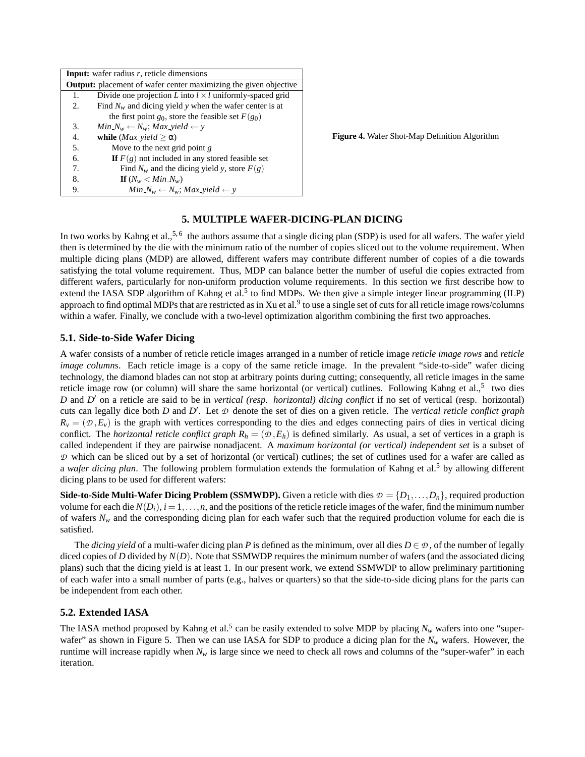| **Input:** wafer radius $r$, reticle dimensions | |
|---|---|
| **Output:** placement of wafer center maximizing the given objective | |
| 1. | Divide one projection $L$ into $l \times l$ uniformly-spaced grid |
| 2. | Find $N_w$ and dicing yield $y$ when the wafer center is at the first point $g_0$, store the feasible set $F(g_0)$ |
| 3. | $Min\_N_w \leftarrow N_w$; $Max\_yield \leftarrow y$ |
| 4. | **while** ($Max\_yield \geq \alpha$) |
| 5. | Move to the next grid point $g$ |
| 6. | **If** $F(g)$ not included in any stored feasible set |
| 7. | Find $N_w$ and the dicing yield $y$, store $F(g)$ |
| 8. | **If** ($N_w < Min\_N_w$) |
| 9. | $Min\_N_w \leftarrow N_w$; $Max\_yield \leftarrow y$ |

**Figure 4.** Wafer Shot-Map Definition Algorithm

## 5. MULTIPLE WAFER-DICING-PLAN DICING

In two works by Kahng et al.,[5, 6] the authors assume that a single dicing plan (SDP) is used for all wafers. The wafer yield then is determined by the die with the minimum ratio of the number of copies sliced out to the volume requirement. When multiple dicing plans (MDP) are allowed, different wafers may contribute different number of copies of a die towards satisfying the total volume requirement. Thus, MDP can balance better the number of useful die copies extracted from different wafers, particularly for non-uniform production volume requirements. In this section we first describe how to extend the IASA SDP algorithm of Kahng et al.[5] to find MDPs. We then give a simple integer linear programming (ILP) approach to find optimal MDPs that are restricted as in Xu et al.[9] to use a single set of cuts for all reticle image rows/columns within a wafer. Finally, we conclude with a two-level optimization algorithm combining the first two approaches.

### 5.1. Side-to-Side Wafer Dicing

A wafer consists of a number of reticle reticle images arranged in a number of reticle image *reticle image rows* and *reticle image columns*. Each reticle image is a copy of the same reticle image. In the prevalent "side-to-side" wafer dicing technology, the diamond blades can not stop at arbitrary points during cutting; consequently, all reticle images in the same reticle image row (or column) will share the same horizontal (or vertical) cutlines. Following Kahng et al.,[5] two dies $D$ and $D'$ on a reticle are said to be in *vertical (resp. horizontal) dicing conflict* if no set of vertical (resp. horizontal) cuts can legally dice both $D$ and $D'$. Let $\mathcal{D}$ denote the set of dies on a given reticle. The *vertical reticle conflict graph* $R_v = (\mathcal{D}, E_v)$ is the graph with vertices corresponding to the dies and edges connecting pairs of dies in vertical dicing conflict. The *horizontal reticle conflict graph* $R_h = (\mathcal{D}, E_h)$ is defined similarly. As usual, a set of vertices in a graph is called independent if they are pairwise nonadjacent. A *maximum horizontal (or vertical) independent set* is a subset of $\mathcal{D}$ which can be sliced out by a set of horizontal (or vertical) cutlines; the set of cutlines used for a wafer are called as a *wafer dicing plan*. The following problem formulation extends the formulation of Kahng et al.[5] by allowing different dicing plans to be used for different wafers:

**Side-to-Side Multi-Wafer Dicing Problem (SSMWDP).** Given a reticle with dies $\mathcal{D} = \{D_1, \ldots, D_n\}$, required production volume for each die $N(D_i)$, $i = 1, \ldots, n$, and the positions of the reticle reticle images of the wafer, find the minimum number of wafers $N_w$ and the corresponding dicing plan for each wafer such that the required production volume for each die is satisfied.

The *dicing yield* of a multi-wafer dicing plan $P$ is defined as the minimum, over all dies $D \in \mathcal{D}$, of the number of legally diced copies of $D$ divided by $N(D)$. Note that SSMWDP requires the minimum number of wafers (and the associated dicing plans) such that the dicing yield is at least 1. In our present work, we extend SSMWDP to allow preliminary partitioning of each wafer into a small number of parts (e.g., halves or quarters) so that the side-to-side dicing plans for the parts can be independent from each other.

### 5.2. Extended IASA

The IASA method proposed by Kahng et al.[5] can be easily extended to solve MDP by placing $N_w$ wafers into one "super-wafer" as shown in Figure 5. Then we can use IASA for SDP to produce a dicing plan for the $N_w$ wafers. However, the runtime will increase rapidly when $N_w$ is large since we need to check all rows and columns of the "super-wafer" in each iteration.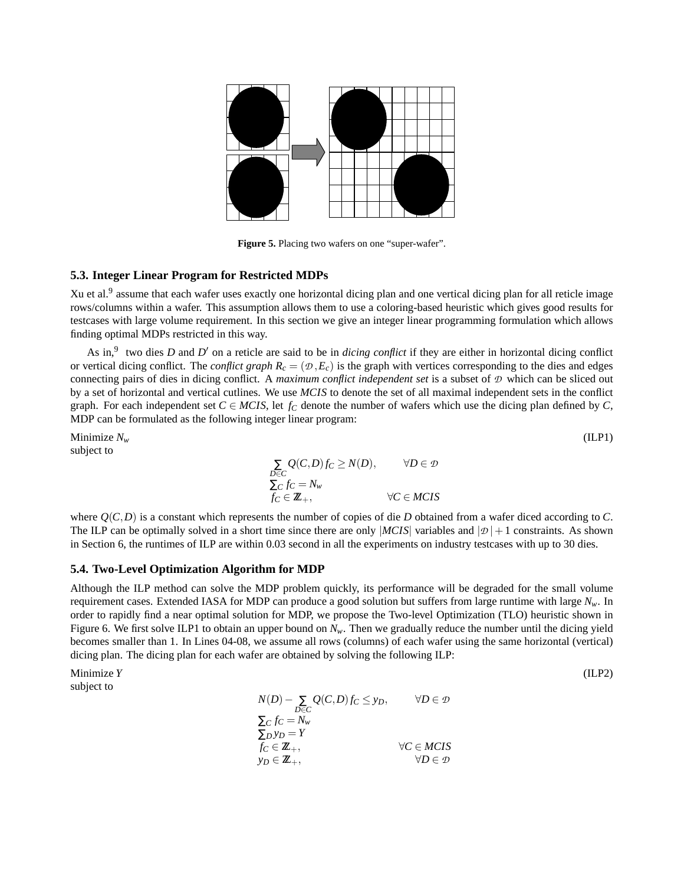Figure 5. Placing two wafers on one “super-wafer”.

### 5.3. Integer Linear Program for Restricted MDPs

Xu et al.[9] assume that each wafer uses exactly one horizontal dicing plan and one vertical dicing plan for all reticle image rows/columns within a wafer. This assumption allows them to use a coloring-based heuristic which gives good results for testcases with large volume requirement. In this section we give an integer linear programming formulation which allows finding optimal MDPs restricted in this way.

As in,[9] two dies $D$ and $D'$ on a reticle are said to be in *dicing conflict* if they are either in horizontal dicing conflict or vertical dicing conflict. The *conflict graph* $R_c = (\mathcal{D}, E_c)$ is the graph with vertices corresponding to the dies and edges connecting pairs of dies in dicing conflict. A *maximum conflict independent set* is a subset of $\mathcal{D}$ which can be sliced out by a set of horizontal and vertical cutlines. We use *MCIS* to denote the set of all maximal independent sets in the conflict graph. For each independent set $C \in MCIS$, let $f_C$ denote the number of wafers which use the dicing plan defined by $C$, MDP can be formulated as the following integer linear program:

Minimize $N_w$ (ILP1)
subject to

$$\sum_{D \in C} Q(C,D) f_C \geq N(D), \qquad \forall D \in \mathcal{D}$$
$$\sum_C f_C = N_w$$
$$f_C \in \mathbb{Z}_+, \qquad \forall C \in MCIS$$

where $Q(C,D)$ is a constant which represents the number of copies of die $D$ obtained from a wafer diced according to $C$. The ILP can be optimally solved in a short time since there are only $|MCIS|$ variables and $|\mathcal{D}|+1$ constraints. As shown in Section 6, the runtimes of ILP are within 0.03 second in all the experiments on industry testcases with up to 30 dies.

### 5.4. Two-Level Optimization Algorithm for MDP

Although the ILP method can solve the MDP problem quickly, its performance will be degraded for the small volume requirement cases. Extended IASA for MDP can produce a good solution but suffers from large runtime with large $N_w$. In order to rapidly find a near optimal solution for MDP, we propose the Two-level Optimization (TLO) heuristic shown in Figure 6. We first solve ILP1 to obtain an upper bound on $N_w$. Then we gradually reduce the number until the dicing yield becomes smaller than 1. In Lines 04-08, we assume all rows (columns) of each wafer using the same horizontal (vertical) dicing plan. The dicing plan for each wafer are obtained by solving the following ILP:

Minimize $Y$ (ILP2)
subject to

$$N(D) - \sum_{D \in C} Q(C,D) f_C \leq y_D, \qquad \forall D \in \mathcal{D}$$
$$\sum_C f_C = N_w$$
$$\sum_D y_D = Y$$
$$f_C \in \mathbb{Z}_+, \qquad \forall C \in MCIS$$
$$y_D \in \mathbb{Z}_+, \qquad \forall D \in \mathcal{D}$$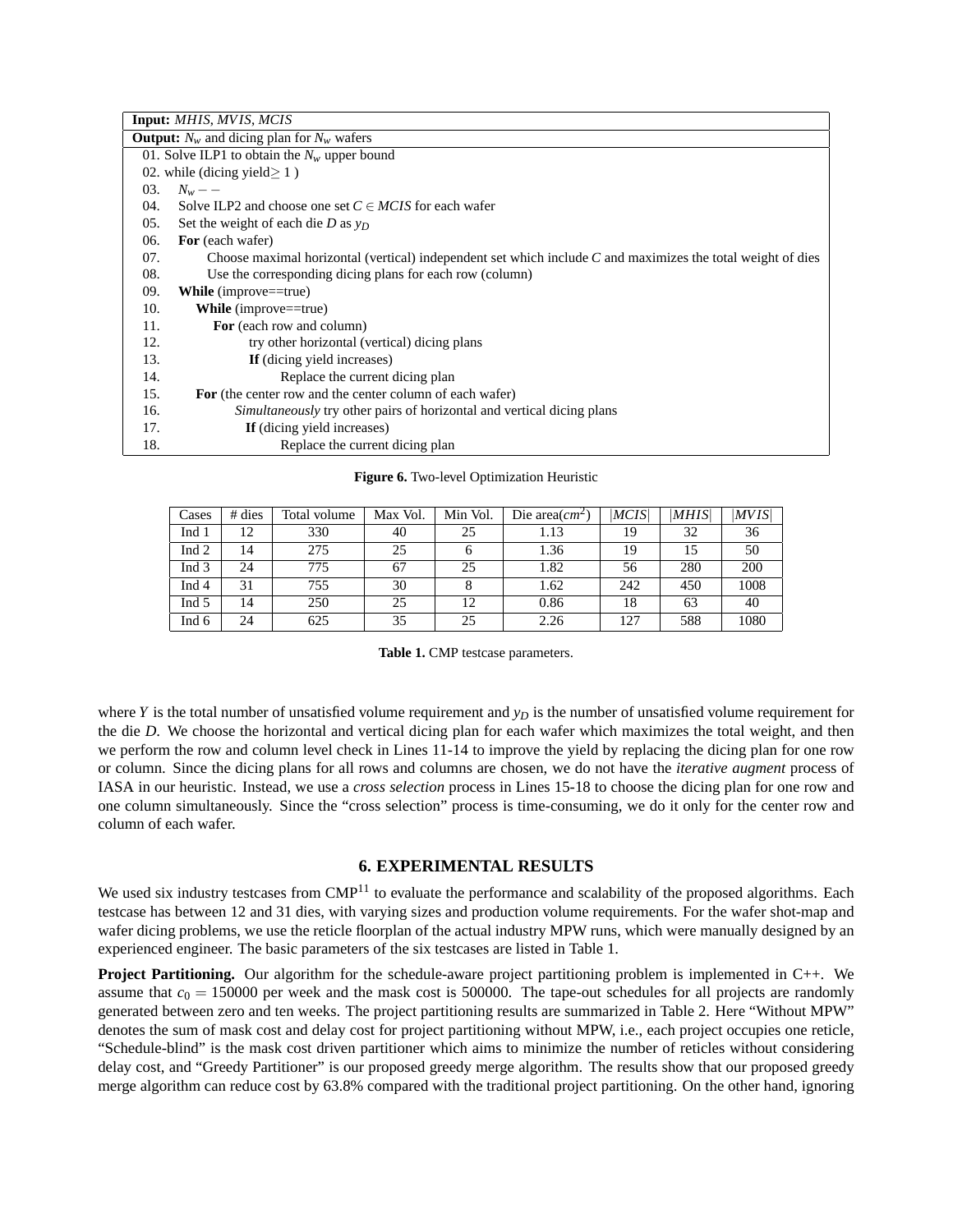| **Input:** *MHIS*, *MVIS*, *MCIS* |
|---|
| **Output:** $N_w$ and dicing plan for $N_w$ wafers |

```
01. Solve ILP1 to obtain the N_w upper bound
02. while (dicing yield ≥ 1 )
03.     N_w − −
04.     Solve ILP2 and choose one set C ∈ MCIS for each wafer
05.     Set the weight of each die D as y_D
06.     For (each wafer)
07.         Choose maximal horizontal (vertical) independent set which include C and maximizes the total weight of dies
08.         Use the corresponding dicing plans for each row (column)
09.     While (improve==true)
10.         While (improve==true)
11.             For (each row and column)
12.                 try other horizontal (vertical) dicing plans
13.                 If (dicing yield increases)
14.                     Replace the current dicing plan
15.         For (the center row and the center column of each wafer)
16.             Simultaneously try other pairs of horizontal and vertical dicing plans
17.             If (dicing yield increases)
18.                 Replace the current dicing plan
```

**Figure 6.** Two-level Optimization Heuristic

| Cases | # dies | Total volume | Max Vol. | Min Vol. | Die area($cm^2$) | $\lvert MCIS \rvert$ | $\lvert MHIS \rvert$ | $\lvert MVIS \rvert$ |
|---|---|---|---|---|---|---|---|---|
| Ind 1 | 12 | 330 | 40 | 25 | 1.13 | 19 | 32 | 36 |
| Ind 2 | 14 | 275 | 25 | 6 | 1.36 | 19 | 15 | 50 |
| Ind 3 | 24 | 775 | 67 | 25 | 1.82 | 56 | 280 | 200 |
| Ind 4 | 31 | 755 | 30 | 8 | 1.62 | 242 | 450 | 1008 |
| Ind 5 | 14 | 250 | 25 | 12 | 0.86 | 18 | 63 | 40 |
| Ind 6 | 24 | 625 | 35 | 25 | 2.26 | 127 | 588 | 1080 |

**Table 1.** CMP testcase parameters.

where $Y$ is the total number of unsatisfied volume requirement and $y_D$ is the number of unsatisfied volume requirement for the die $D$. We choose the horizontal and vertical dicing plan for each wafer which maximizes the total weight, and then we perform the row and column level check in Lines 11-14 to improve the yield by replacing the dicing plan for one row or column. Since the dicing plans for all rows and columns are chosen, we do not have the *iterative augment* process of IASA in our heuristic. Instead, we use a *cross selection* process in Lines 15-18 to choose the dicing plan for one row and one column simultaneously. Since the "cross selection" process is time-consuming, we do it only for the center row and column of each wafer.

## 6. EXPERIMENTAL RESULTS

We used six industry testcases from CMP[11] to evaluate the performance and scalability of the proposed algorithms. Each testcase has between 12 and 31 dies, with varying sizes and production volume requirements. For the wafer shot-map and wafer dicing problems, we use the reticle floorplan of the actual industry MPW runs, which were manually designed by an experienced engineer. The basic parameters of the six testcases are listed in Table 1.

**Project Partitioning.** Our algorithm for the schedule-aware project partitioning problem is implemented in C++. We assume that $c_0 = 150000$ per week and the mask cost is 500000. The tape-out schedules for all projects are randomly generated between zero and ten weeks. The project partitioning results are summarized in Table 2. Here "Without MPW" denotes the sum of mask cost and delay cost for project partitioning without MPW, i.e., each project occupies one reticle, "Schedule-blind" is the mask cost driven partitioner which aims to minimize the number of reticles without considering delay cost, and "Greedy Partitioner" is our proposed greedy merge algorithm. The results show that our proposed greedy merge algorithm can reduce cost by 63.8% compared with the traditional project partitioning. On the other hand, ignoring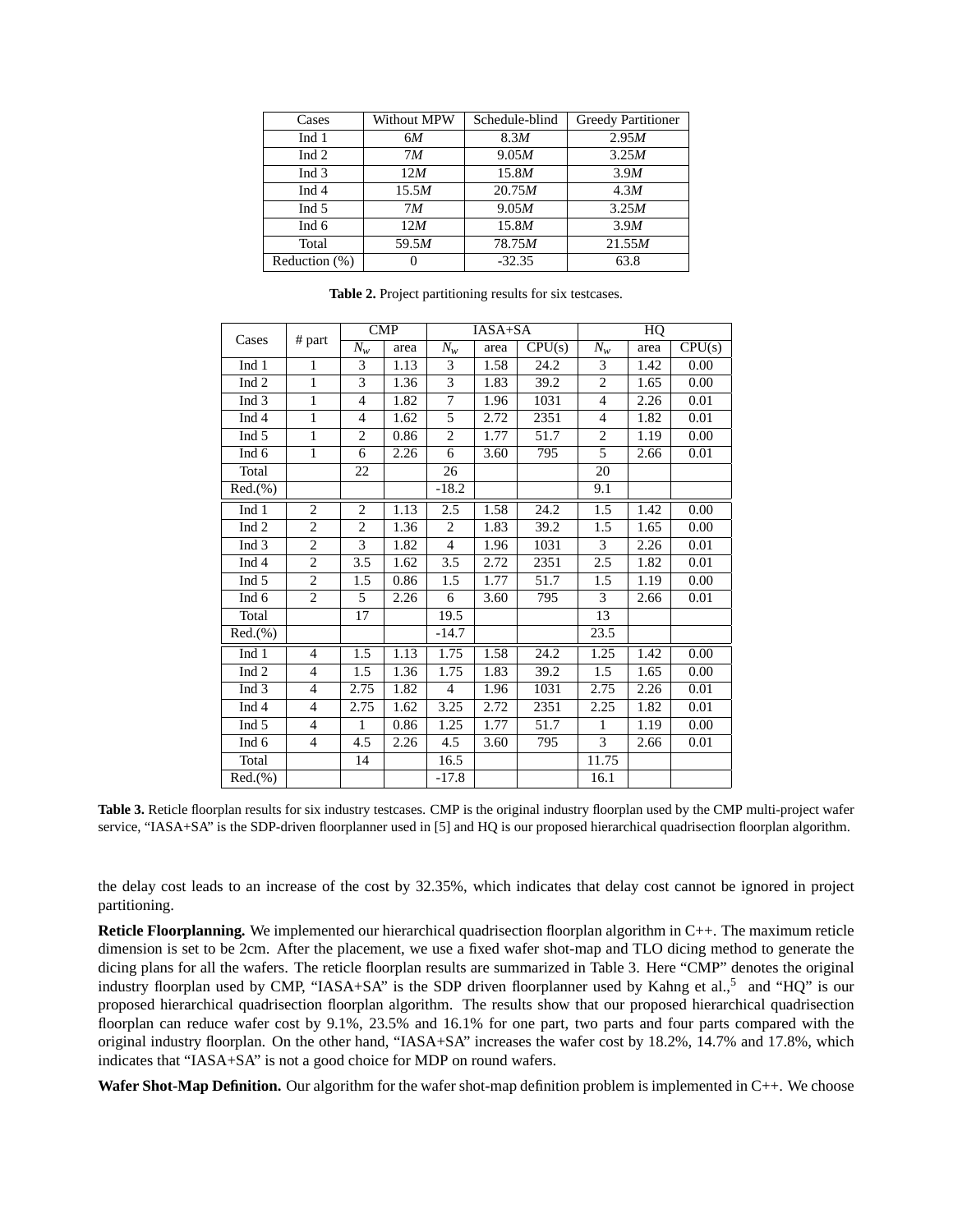| Cases | Without MPW | Schedule-blind | Greedy Partitioner |
|---|---|---|---|
| Ind 1 | 6$M$ | 8.3$M$ | 2.95$M$ |
| Ind 2 | 7$M$ | 9.05$M$ | 3.25$M$ |
| Ind 3 | 12$M$ | 15.8$M$ | 3.9$M$ |
| Ind 4 | 15.5$M$ | 20.75$M$ | 4.3$M$ |
| Ind 5 | 7$M$ | 9.05$M$ | 3.25$M$ |
| Ind 6 | 12$M$ | 15.8$M$ | 3.9$M$ |
| Total | 59.5$M$ | 78.75$M$ | 21.55$M$ |
| Reduction (%) | 0 | -32.35 | 63.8 |

**Table 2.** Project partitioning results for six testcases.

| Cases | # part | CMP | | IASA+SA | | | HQ | | |
|---|---|---|---|---|---|---|---|---|---|
| | | $N_w$ | area | $N_w$ | area | CPU(s) | $N_w$ | area | CPU(s) |
| Ind 1 | 1 | 3 | 1.13 | 3 | 1.58 | 24.2 | 3 | 1.42 | 0.00 |
| Ind 2 | 1 | 3 | 1.36 | 3 | 1.83 | 39.2 | 2 | 1.65 | 0.00 |
| Ind 3 | 1 | 4 | 1.82 | 7 | 1.96 | 1031 | 4 | 2.26 | 0.01 |
| Ind 4 | 1 | 4 | 1.62 | 5 | 2.72 | 2351 | 4 | 1.82 | 0.01 |
| Ind 5 | 1 | 2 | 0.86 | 2 | 1.77 | 51.7 | 2 | 1.19 | 0.00 |
| Ind 6 | 1 | 6 | 2.26 | 6 | 3.60 | 795 | 5 | 2.66 | 0.01 |
| Total | | 22 | | 26 | | | 20 | | |
| Red.(%) | | | | -18.2 | | | 9.1 | | |
| Ind 1 | 2 | 2 | 1.13 | 2.5 | 1.58 | 24.2 | 1.5 | 1.42 | 0.00 |
| Ind 2 | 2 | 2 | 1.36 | 2 | 1.83 | 39.2 | 1.5 | 1.65 | 0.00 |
| Ind 3 | 2 | 3 | 1.82 | 4 | 1.96 | 1031 | 3 | 2.26 | 0.01 |
| Ind 4 | 2 | 3.5 | 1.62 | 3.5 | 2.72 | 2351 | 2.5 | 1.82 | 0.01 |
| Ind 5 | 2 | 1.5 | 0.86 | 1.5 | 1.77 | 51.7 | 1.5 | 1.19 | 0.00 |
| Ind 6 | 2 | 5 | 2.26 | 6 | 3.60 | 795 | 3 | 2.66 | 0.01 |
| Total | | 17 | | 19.5 | | | 13 | | |
| Red.(%) | | | | -14.7 | | | 23.5 | | |
| Ind 1 | 4 | 1.5 | 1.13 | 1.75 | 1.58 | 24.2 | 1.25 | 1.42 | 0.00 |
| Ind 2 | 4 | 1.5 | 1.36 | 1.75 | 1.83 | 39.2 | 1.5 | 1.65 | 0.00 |
| Ind 3 | 4 | 2.75 | 1.82 | 4 | 1.96 | 1031 | 2.75 | 2.26 | 0.01 |
| Ind 4 | 4 | 2.75 | 1.62 | 3.25 | 2.72 | 2351 | 2.25 | 1.82 | 0.01 |
| Ind 5 | 4 | 1 | 0.86 | 1.25 | 1.77 | 51.7 | 1 | 1.19 | 0.00 |
| Ind 6 | 4 | 4.5 | 2.26 | 4.5 | 3.60 | 795 | 3 | 2.66 | 0.01 |
| Total | | 14 | | 16.5 | | | 11.75 | | |
| Red.(%) | | | | -17.8 | | | 16.1 | | |

**Table 3.** Reticle floorplan results for six industry testcases. CMP is the original industry floorplan used by the CMP multi-project wafer service, "IASA+SA" is the SDP-driven floorplanner used in [5] and HQ is our proposed hierarchical quadrisection floorplan algorithm.

the delay cost leads to an increase of the cost by 32.35%, which indicates that delay cost cannot be ignored in project partitioning.

**Reticle Floorplanning.** We implemented our hierarchical quadrisection floorplan algorithm in C++. The maximum reticle dimension is set to be 2cm. After the placement, we use a fixed wafer shot-map and TLO dicing method to generate the dicing plans for all the wafers. The reticle floorplan results are summarized in Table 3. Here "CMP" denotes the original industry floorplan used by CMP, "IASA+SA" is the SDP driven floorplanner used by Kahng et al.,[5] and "HQ" is our proposed hierarchical quadrisection floorplan algorithm. The results show that our proposed hierarchical quadrisection floorplan can reduce wafer cost by 9.1%, 23.5% and 16.1% for one part, two parts and four parts compared with the original industry floorplan. On the other hand, "IASA+SA" increases the wafer cost by 18.2%, 14.7% and 17.8%, which indicates that "IASA+SA" is not a good choice for MDP on round wafers.

**Wafer Shot-Map Definition.** Our algorithm for the wafer shot-map definition problem is implemented in C++. We choose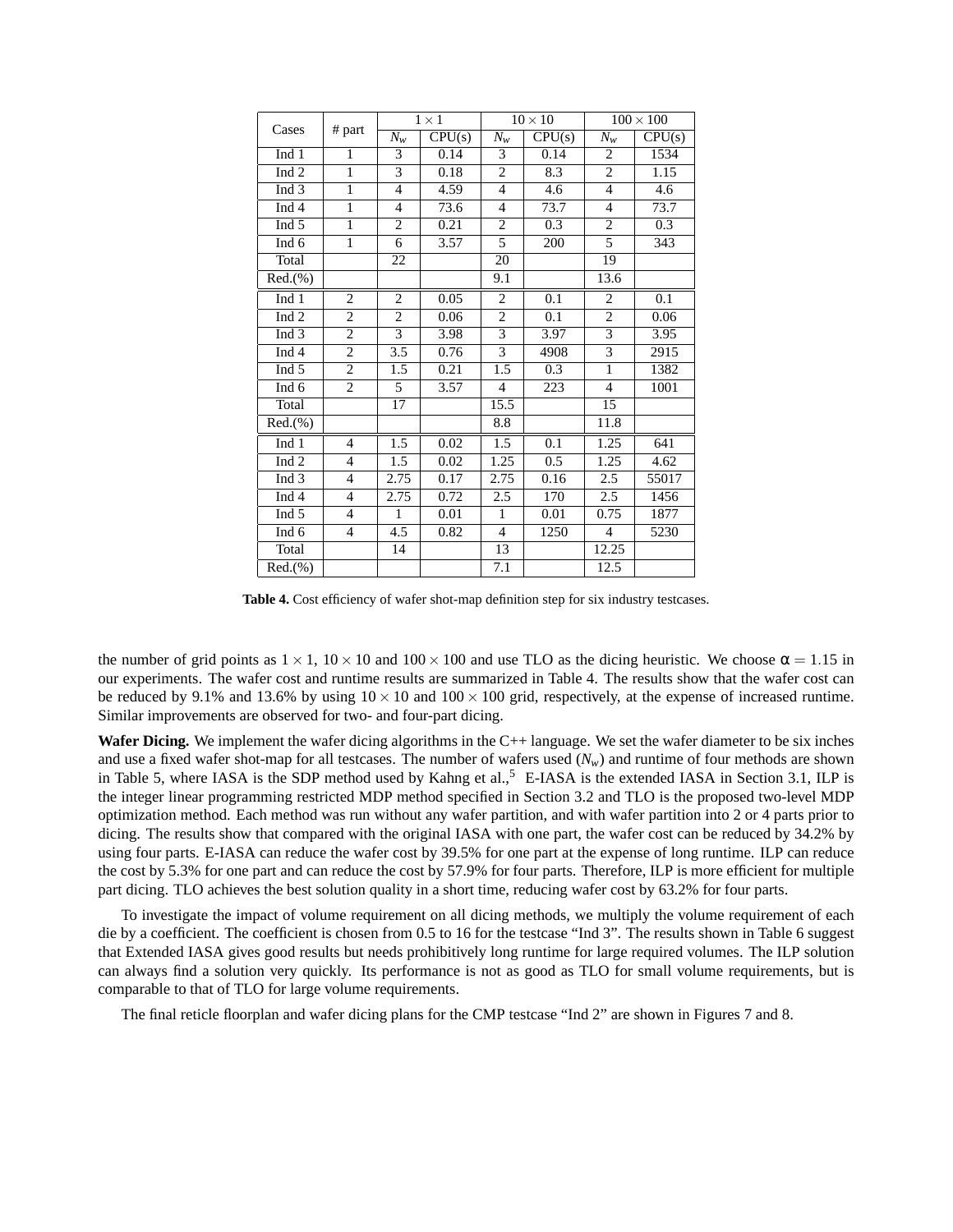| Cases | # part | $1 \times 1$ | | $10 \times 10$ | | $100 \times 100$ | |
|---|---|---|---|---|---|---|---|
| | | $N_w$ | CPU(s) | $N_w$ | CPU(s) | $N_w$ | CPU(s) |
| Ind 1 | 1 | 3 | 0.14 | 3 | 0.14 | 2 | 1534 |
| Ind 2 | 1 | 3 | 0.18 | 2 | 8.3 | 2 | 1.15 |
| Ind 3 | 1 | 4 | 4.59 | 4 | 4.6 | 4 | 4.6 |
| Ind 4 | 1 | 4 | 73.6 | 4 | 73.7 | 4 | 73.7 |
| Ind 5 | 1 | 2 | 0.21 | 2 | 0.3 | 2 | 0.3 |
| Ind 6 | 1 | 6 | 3.57 | 5 | 200 | 5 | 343 |
| Total | | 22 | | 20 | | 19 | |
| Red.(%) | | | | 9.1 | | 13.6 | |
| Ind 1 | 2 | 2 | 0.05 | 2 | 0.1 | 2 | 0.1 |
| Ind 2 | 2 | 2 | 0.06 | 2 | 0.1 | 2 | 0.06 |
| Ind 3 | 2 | 3 | 3.98 | 3 | 3.97 | 3 | 3.95 |
| Ind 4 | 2 | 3.5 | 0.76 | 3 | 4908 | 3 | 2915 |
| Ind 5 | 2 | 1.5 | 0.21 | 1.5 | 0.3 | 1 | 1382 |
| Ind 6 | 2 | 5 | 3.57 | 4 | 223 | 4 | 1001 |
| Total | | 17 | | 15.5 | | 15 | |
| Red.(%) | | | | 8.8 | | 11.8 | |
| Ind 1 | 4 | 1.5 | 0.02 | 1.5 | 0.1 | 1.25 | 641 |
| Ind 2 | 4 | 1.5 | 0.02 | 1.25 | 0.5 | 1.25 | 4.62 |
| Ind 3 | 4 | 2.75 | 0.17 | 2.75 | 0.16 | 2.5 | 55017 |
| Ind 4 | 4 | 2.75 | 0.72 | 2.5 | 170 | 2.5 | 1456 |
| Ind 5 | 4 | 1 | 0.01 | 1 | 0.01 | 0.75 | 1877 |
| Ind 6 | 4 | 4.5 | 0.82 | 4 | 1250 | 4 | 5230 |
| Total | | 14 | | 13 | | 12.25 | |
| Red.(%) | | | | 7.1 | | 12.5 | |

**Table 4.** Cost efficiency of wafer shot-map definition step for six industry testcases.

the number of grid points as $1 \times 1$, $10 \times 10$ and $100 \times 100$ and use TLO as the dicing heuristic. We choose $\alpha = 1.15$ in our experiments. The wafer cost and runtime results are summarized in Table 4. The results show that the wafer cost can be reduced by 9.1% and 13.6% by using $10 \times 10$ and $100 \times 100$ grid, respectively, at the expense of increased runtime. Similar improvements are observed for two- and four-part dicing.

**Wafer Dicing.** We implement the wafer dicing algorithms in the C++ language. We set the wafer diameter to be six inches and use a fixed wafer shot-map for all testcases. The number of wafers used ($N_w$) and runtime of four methods are shown in Table 5, where IASA is the SDP method used by Kahng et al.,[5] E-IASA is the extended IASA in Section 3.1, ILP is the integer linear programming restricted MDP method specified in Section 3.2 and TLO is the proposed two-level MDP optimization method. Each method was run without any wafer partition, and with wafer partition into 2 or 4 parts prior to dicing. The results show that compared with the original IASA with one part, the wafer cost can be reduced by 34.2% by using four parts. E-IASA can reduce the wafer cost by 39.5% for one part at the expense of long runtime. ILP can reduce the cost by 5.3% for one part and can reduce the cost by 57.9% for four parts. Therefore, ILP is more efficient for multiple part dicing. TLO achieves the best solution quality in a short time, reducing wafer cost by 63.2% for four parts.

To investigate the impact of volume requirement on all dicing methods, we multiply the volume requirement of each die by a coefficient. The coefficient is chosen from 0.5 to 16 for the testcase "Ind 3". The results shown in Table 6 suggest that Extended IASA gives good results but needs prohibitively long runtime for large required volumes. The ILP solution can always find a solution very quickly. Its performance is not as good as TLO for small volume requirements, but is comparable to that of TLO for large volume requirements.

The final reticle floorplan and wafer dicing plans for the CMP testcase "Ind 2" are shown in Figures 7 and 8.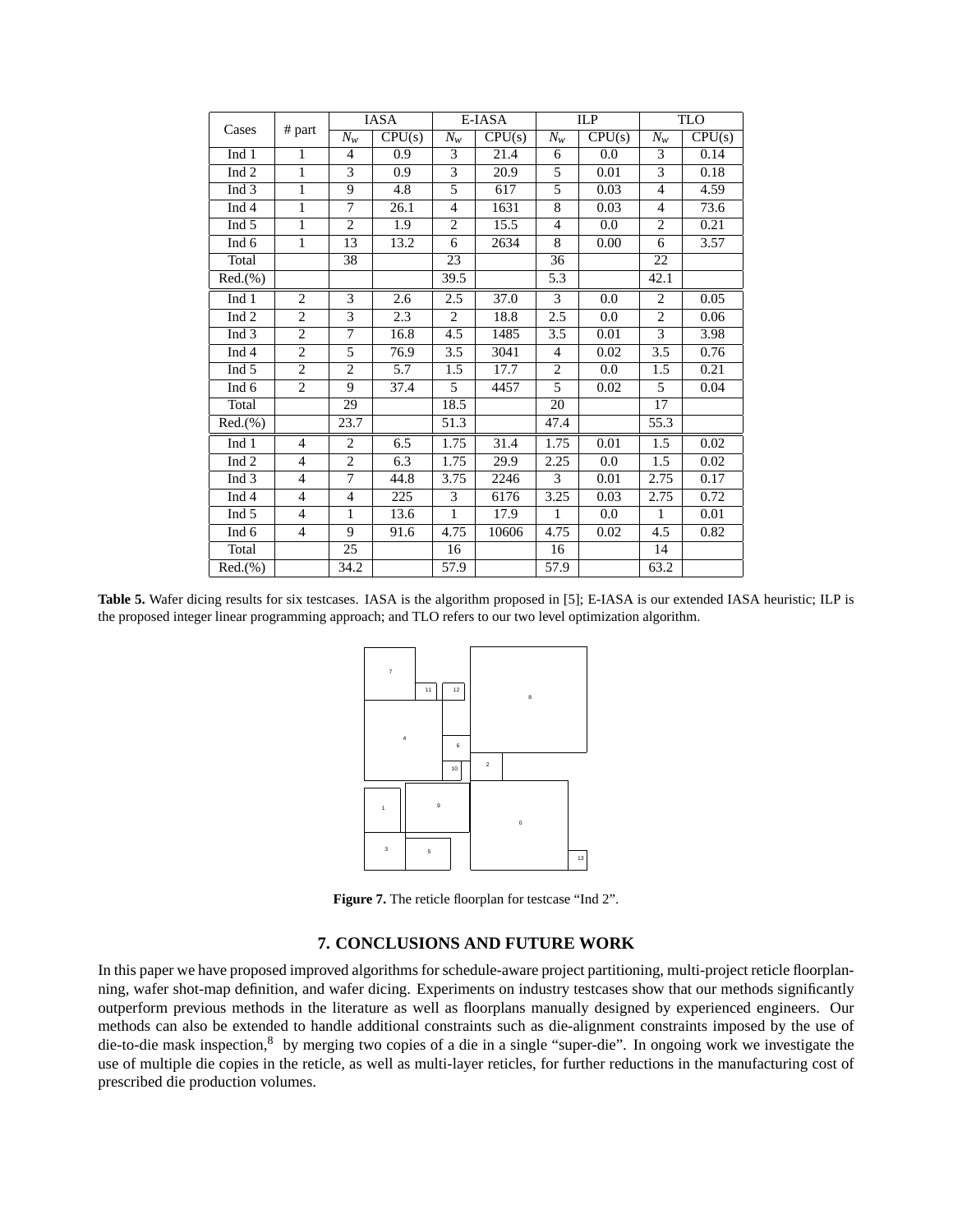| Cases | # part | IASA | | E-IASA | | ILP | | TLO | |
|---|---|---|---|---|---|---|---|---|---|
| | | $N_w$ | CPU(s) | $N_w$ | CPU(s) | $N_w$ | CPU(s) | $N_w$ | CPU(s) |
| Ind 1 | 1 | 4 | 0.9 | 3 | 21.4 | 6 | 0.0 | 3 | 0.14 |
| Ind 2 | 1 | 3 | 0.9 | 3 | 20.9 | 5 | 0.01 | 3 | 0.18 |
| Ind 3 | 1 | 9 | 4.8 | 5 | 617 | 5 | 0.03 | 4 | 4.59 |
| Ind 4 | 1 | 7 | 26.1 | 4 | 1631 | 8 | 0.03 | 4 | 73.6 |
| Ind 5 | 1 | 2 | 1.9 | 2 | 15.5 | 4 | 0.0 | 2 | 0.21 |
| Ind 6 | 1 | 13 | 13.2 | 6 | 2634 | 8 | 0.00 | 6 | 3.57 |
| Total | | 38 | | 23 | | 36 | | 22 | |
| Red.(%) | | | | 39.5 | | 5.3 | | 42.1 | |
| Ind 1 | 2 | 3 | 2.6 | 2.5 | 37.0 | 3 | 0.0 | 2 | 0.05 |
| Ind 2 | 2 | 3 | 2.3 | 2 | 18.8 | 2.5 | 0.0 | 2 | 0.06 |
| Ind 3 | 2 | 7 | 16.8 | 4.5 | 1485 | 3.5 | 0.01 | 3 | 3.98 |
| Ind 4 | 2 | 5 | 76.9 | 3.5 | 3041 | 4 | 0.02 | 3.5 | 0.76 |
| Ind 5 | 2 | 2 | 5.7 | 1.5 | 17.7 | 2 | 0.0 | 1.5 | 0.21 |
| Ind 6 | 2 | 9 | 37.4 | 5 | 4457 | 5 | 0.02 | 5 | 0.04 |
| Total | | 29 | | 18.5 | | 20 | | 17 | |
| Red.(%) | | 23.7 | | 51.3 | | 47.4 | | 55.3 | |
| Ind 1 | 4 | 2 | 6.5 | 1.75 | 31.4 | 1.75 | 0.01 | 1.5 | 0.02 |
| Ind 2 | 4 | 2 | 6.3 | 1.75 | 29.9 | 2.25 | 0.0 | 1.5 | 0.02 |
| Ind 3 | 4 | 7 | 44.8 | 3.75 | 2246 | 3 | 0.01 | 2.75 | 0.17 |
| Ind 4 | 4 | 4 | 225 | 3 | 6176 | 3.25 | 0.03 | 2.75 | 0.72 |
| Ind 5 | 4 | 1 | 13.6 | 1 | 17.9 | 1 | 0.0 | 1 | 0.01 |
| Ind 6 | 4 | 9 | 91.6 | 4.75 | 10606 | 4.75 | 0.02 | 4.5 | 0.82 |
| Total | | 25 | | 16 | | 16 | | 14 | |
| Red.(%) | | 34.2 | | 57.9 | | 57.9 | | 63.2 | |

**Table 5.** Wafer dicing results for six testcases. IASA is the algorithm proposed in [5]; E-IASA is our extended IASA heuristic; ILP is the proposed integer linear programming approach; and TLO refers to our two level optimization algorithm.

**Figure 7.** The reticle floorplan for testcase "Ind 2".

## 7. CONCLUSIONS AND FUTURE WORK

In this paper we have proposed improved algorithms for schedule-aware project partitioning, multi-project reticle floorplanning, wafer shot-map definition, and wafer dicing. Experiments on industry testcases show that our methods significantly outperform previous methods in the literature as well as floorplans manually designed by experienced engineers. Our methods can also be extended to handle additional constraints such as die-alignment constraints imposed by the use of die-to-die mask inspection,[8] by merging two copies of a die in a single "super-die". In ongoing work we investigate the use of multiple die copies in the reticle, as well as multi-layer reticles, for further reductions in the manufacturing cost of prescribed die production volumes.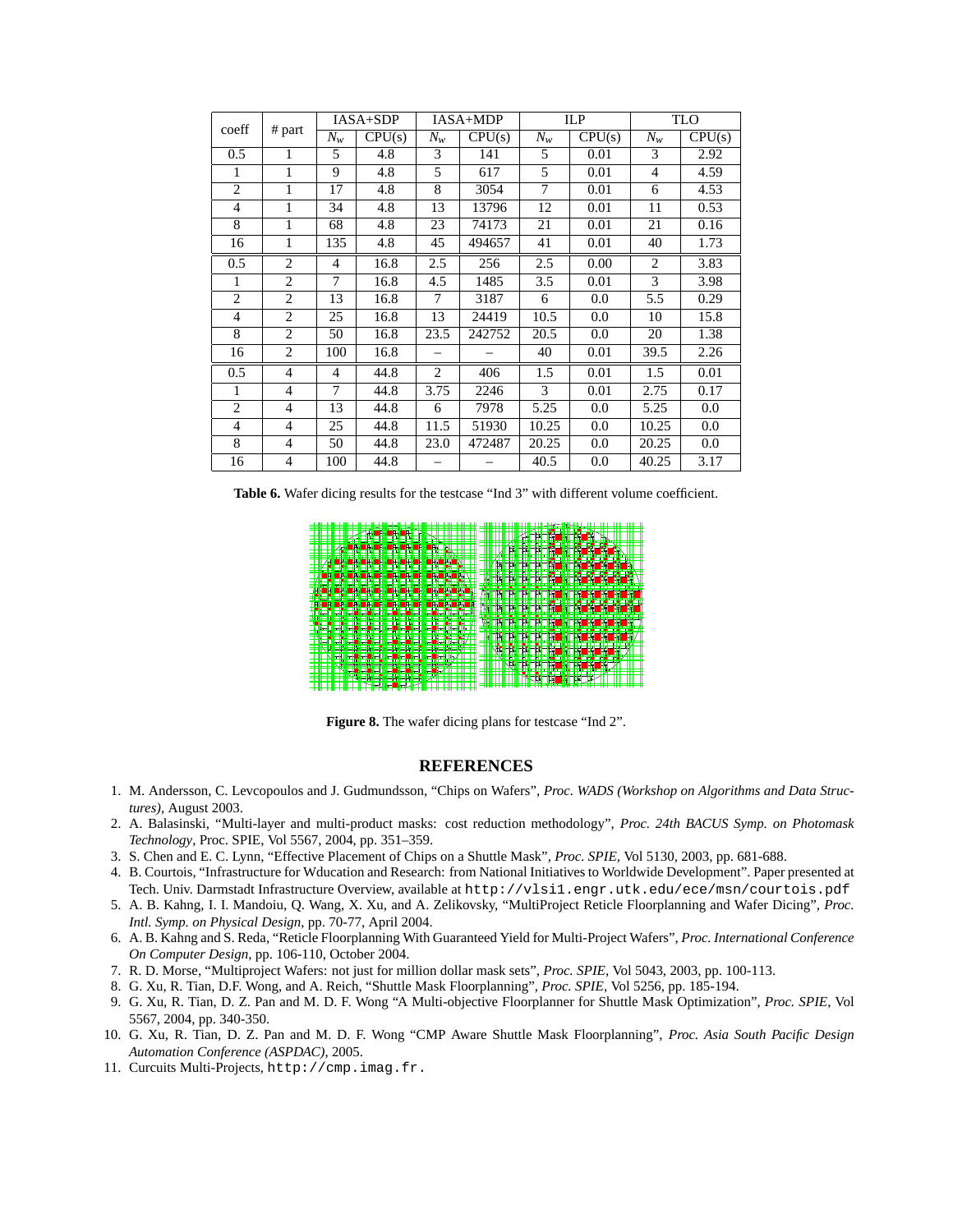| coeff | # part | IASA+SDP | | IASA+MDP | | ILP | | TLO | |
|---|---|---|---|---|---|---|---|---|---|
| | | $N_w$ | CPU(s) | $N_w$ | CPU(s) | $N_w$ | CPU(s) | $N_w$ | CPU(s) |
| 0.5 | 1 | 5 | 4.8 | 3 | 141 | 5 | 0.01 | 3 | 2.92 |
| 1 | 1 | 9 | 4.8 | 5 | 617 | 5 | 0.01 | 4 | 4.59 |
| 2 | 1 | 17 | 4.8 | 8 | 3054 | 7 | 0.01 | 6 | 4.53 |
| 4 | 1 | 34 | 4.8 | 13 | 13796 | 12 | 0.01 | 11 | 0.53 |
| 8 | 1 | 68 | 4.8 | 23 | 74173 | 21 | 0.01 | 21 | 0.16 |
| 16 | 1 | 135 | 4.8 | 45 | 494657 | 41 | 0.01 | 40 | 1.73 |
| 0.5 | 2 | 4 | 16.8 | 2.5 | 256 | 2.5 | 0.00 | 2 | 3.83 |
| 1 | 2 | 7 | 16.8 | 4.5 | 1485 | 3.5 | 0.01 | 3 | 3.98 |
| 2 | 2 | 13 | 16.8 | 7 | 3187 | 6 | 0.0 | 5.5 | 0.29 |
| 4 | 2 | 25 | 16.8 | 13 | 24419 | 10.5 | 0.0 | 10 | 15.8 |
| 8 | 2 | 50 | 16.8 | 23.5 | 242752 | 20.5 | 0.0 | 20 | 1.38 |
| 16 | 2 | 100 | 16.8 | – | – | 40 | 0.01 | 39.5 | 2.26 |
| 0.5 | 4 | 4 | 44.8 | 2 | 406 | 1.5 | 0.01 | 1.5 | 0.01 |
| 1 | 4 | 7 | 44.8 | 3.75 | 2246 | 3 | 0.01 | 2.75 | 0.17 |
| 2 | 4 | 13 | 44.8 | 6 | 7978 | 5.25 | 0.0 | 5.25 | 0.0 |
| 4 | 4 | 25 | 44.8 | 11.5 | 51930 | 10.25 | 0.0 | 10.25 | 0.0 |
| 8 | 4 | 50 | 44.8 | 23.0 | 472487 | 20.25 | 0.0 | 20.25 | 0.0 |
| 16 | 4 | 100 | 44.8 | – | – | 40.5 | 0.0 | 40.25 | 3.17 |

**Table 6.** Wafer dicing results for the testcase "Ind 3" with different volume coefficient.

**Figure 8.** The wafer dicing plans for testcase "Ind 2".

## REFERENCES

1. M. Andersson, C. Levcopoulos and J. Gudmundsson, "Chips on Wafers", *Proc. WADS (Workshop on Algorithms and Data Structures)*, August 2003.
2. A. Balasinski, "Multi-layer and multi-product masks: cost reduction methodology", *Proc. 24th BACUS Symp. on Photomask Technology*, Proc. SPIE, Vol 5567, 2004, pp. 351–359.
3. S. Chen and E. C. Lynn, "Effective Placement of Chips on a Shuttle Mask", *Proc. SPIE*, Vol 5130, 2003, pp. 681-688.
4. B. Courtois, "Infrastructure for Wducation and Research: from National Initiatives to Worldwide Development". Paper presented at Tech. Univ. Darmstadt Infrastructure Overview, available at `http://vlsi1.engr.utk.edu/ece/msn/courtois.pdf`
5. A. B. Kahng, I. I. Mandoiu, Q. Wang, X. Xu, and A. Zelikovsky, "MultiProject Reticle Floorplanning and Wafer Dicing", *Proc. Intl. Symp. on Physical Design*, pp. 70-77, April 2004.
6. A. B. Kahng and S. Reda, "Reticle Floorplanning With Guaranteed Yield for Multi-Project Wafers", *Proc. International Conference On Computer Design*, pp. 106-110, October 2004.
7. R. D. Morse, "Multiproject Wafers: not just for million dollar mask sets", *Proc. SPIE*, Vol 5043, 2003, pp. 100-113.
8. G. Xu, R. Tian, D.F. Wong, and A. Reich, "Shuttle Mask Floorplanning", *Proc. SPIE*, Vol 5256, pp. 185-194.
9. G. Xu, R. Tian, D. Z. Pan and M. D. F. Wong "A Multi-objective Floorplanner for Shuttle Mask Optimization", *Proc. SPIE*, Vol 5567, 2004, pp. 340-350.
10. G. Xu, R. Tian, D. Z. Pan and M. D. F. Wong "CMP Aware Shuttle Mask Floorplanning", *Proc. Asia South Pacific Design Automation Conference (ASPDAC)*, 2005.
11. Curcuits Multi-Projects, `http://cmp.imag.fr.`